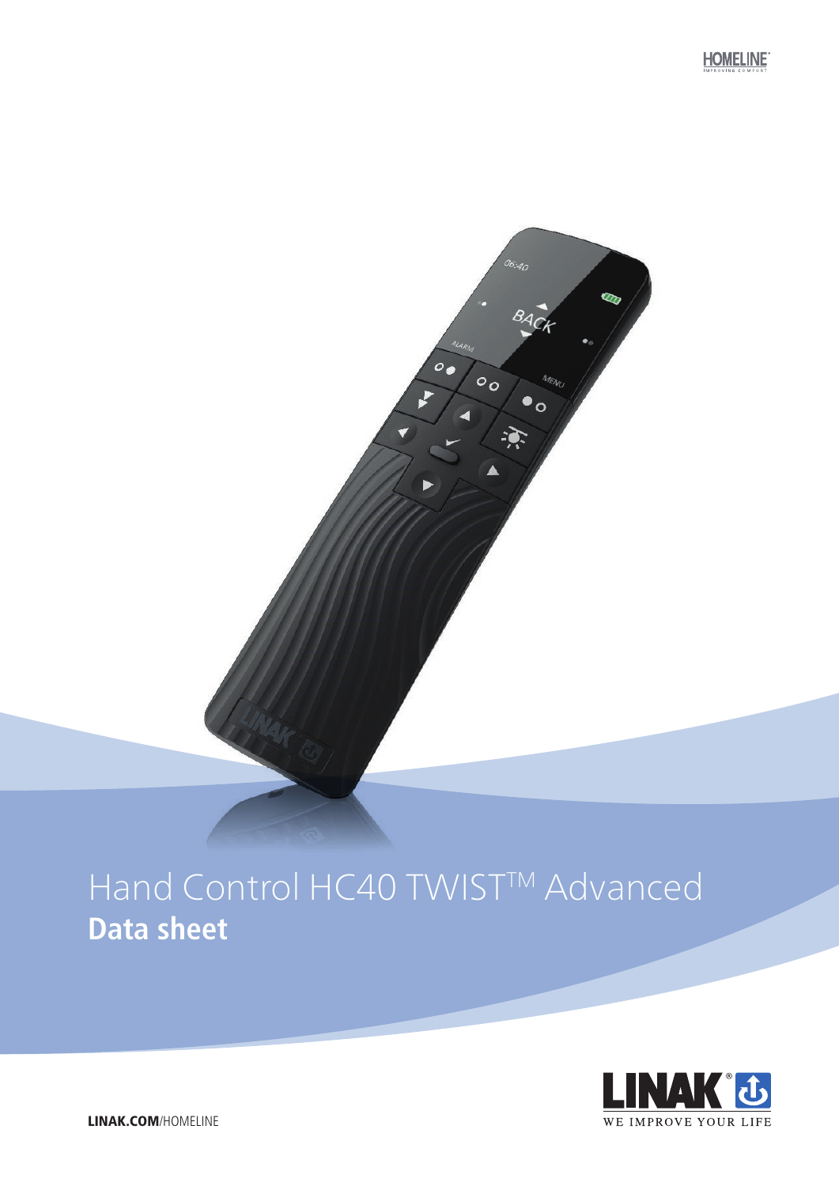# Hand Control HC40 TWIST™ Advanced

## Data sheet

**LINAK.COM**/HOMELINE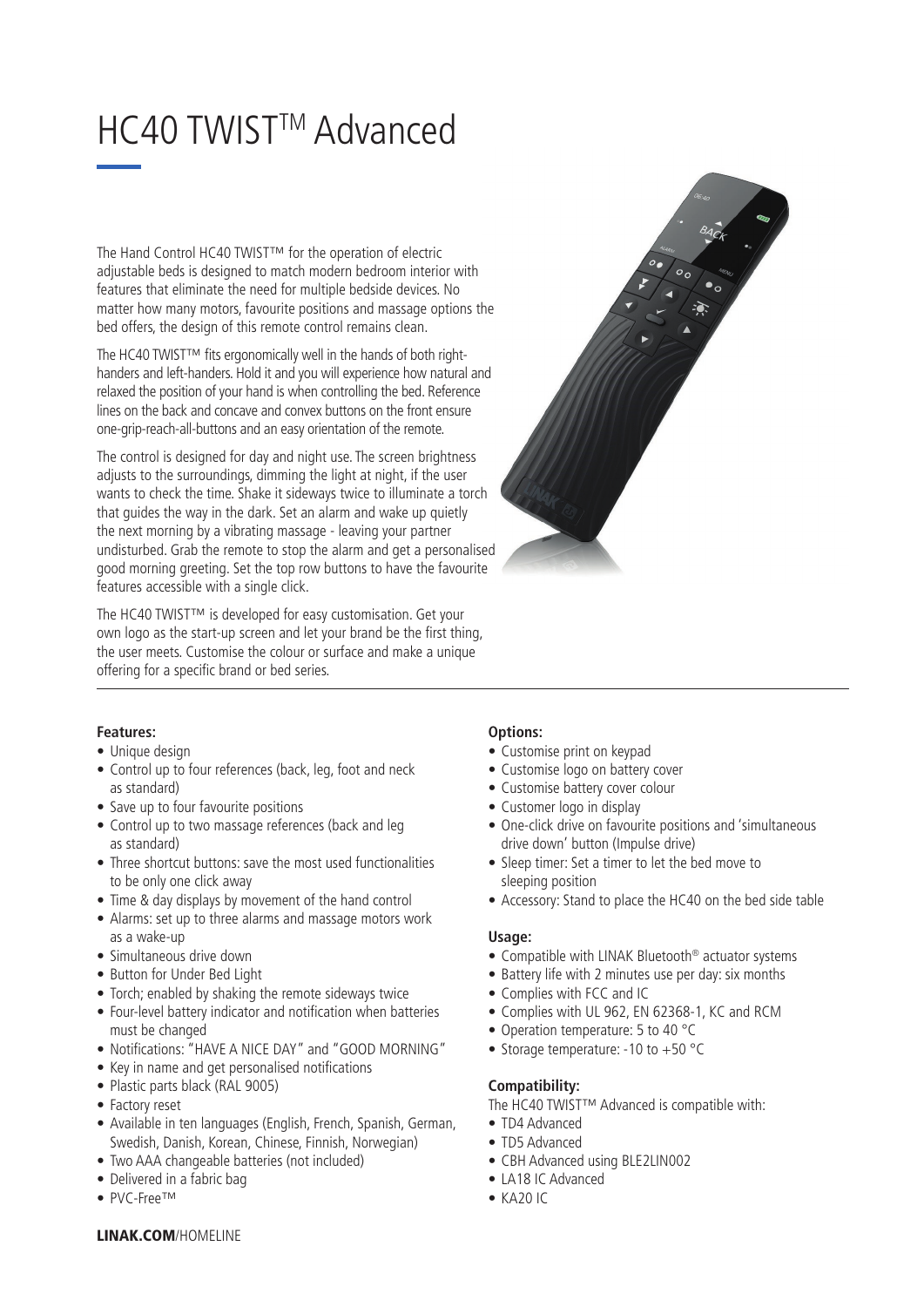# HC40 TWIST™ Advanced

The Hand Control HC40 TWIST™ for the operation of electric adjustable beds is designed to match modern bedroom interior with features that eliminate the need for multiple bedside devices. No matter how many motors, favourite positions and massage options the bed offers, the design of this remote control remains clean.

The HC40 TWIST™ fits ergonomically well in the hands of both right-handers and left-handers. Hold it and you will experience how natural and relaxed the position of your hand is when controlling the bed. Reference lines on the back and concave and convex buttons on the front ensure one-grip-reach-all-buttons and an easy orientation of the remote.

The control is designed for day and night use. The screen brightness adjusts to the surroundings, dimming the light at night, if the user wants to check the time. Shake it sideways twice to illuminate a torch that guides the way in the dark. Set an alarm and wake up quietly the next morning by a vibrating massage - leaving your partner undisturbed. Grab the remote to stop the alarm and get a personalised good morning greeting. Set the top row buttons to have the favourite features accessible with a single click.

The HC40 TWIST™ is developed for easy customisation. Get your own logo as the start-up screen and let your brand be the first thing, the user meets. Customise the colour or surface and make a unique offering for a specific brand or bed series.

**Features:**

- Unique design
- Control up to four references (back, leg, foot and neck as standard)
- Save up to four favourite positions
- Control up to two massage references (back and leg as standard)
- Three shortcut buttons: save the most used functionalities to be only one click away
- Time & day displays by movement of the hand control
- Alarms: set up to three alarms and massage motors work as a wake-up
- Simultaneous drive down
- Button for Under Bed Light
- Torch; enabled by shaking the remote sideways twice
- Four-level battery indicator and notification when batteries must be changed
- Notifications: "HAVE A NICE DAY" and "GOOD MORNING"
- Key in name and get personalised notifications
- Plastic parts black (RAL 9005)
- Factory reset
- Available in ten languages (English, French, Spanish, German, Swedish, Danish, Korean, Chinese, Finnish, Norwegian)
- Two AAA changeable batteries (not included)
- Delivered in a fabric bag
- PVC-Free™

**Options:**

- Customise print on keypad
- Customise logo on battery cover
- Customise battery cover colour
- Customer logo in display
- One-click drive on favourite positions and 'simultaneous drive down' button (Impulse drive)
- Sleep timer: Set a timer to let the bed move to sleeping position
- Accessory: Stand to place the HC40 on the bed side table

**Usage:**

- Compatible with LINAK Bluetooth® actuator systems
- Battery life with 2 minutes use per day: six months
- Complies with FCC and IC
- Complies with UL 962, EN 62368-1, KC and RCM
- Operation temperature: 5 to 40 °C
- Storage temperature: -10 to +50 °C

**Compatibility:**

The HC40 TWIST™ Advanced is compatible with:

- TD4 Advanced
- TD5 Advanced
- CBH Advanced using BLE2LIN002
- LA18 IC Advanced
- KA20 IC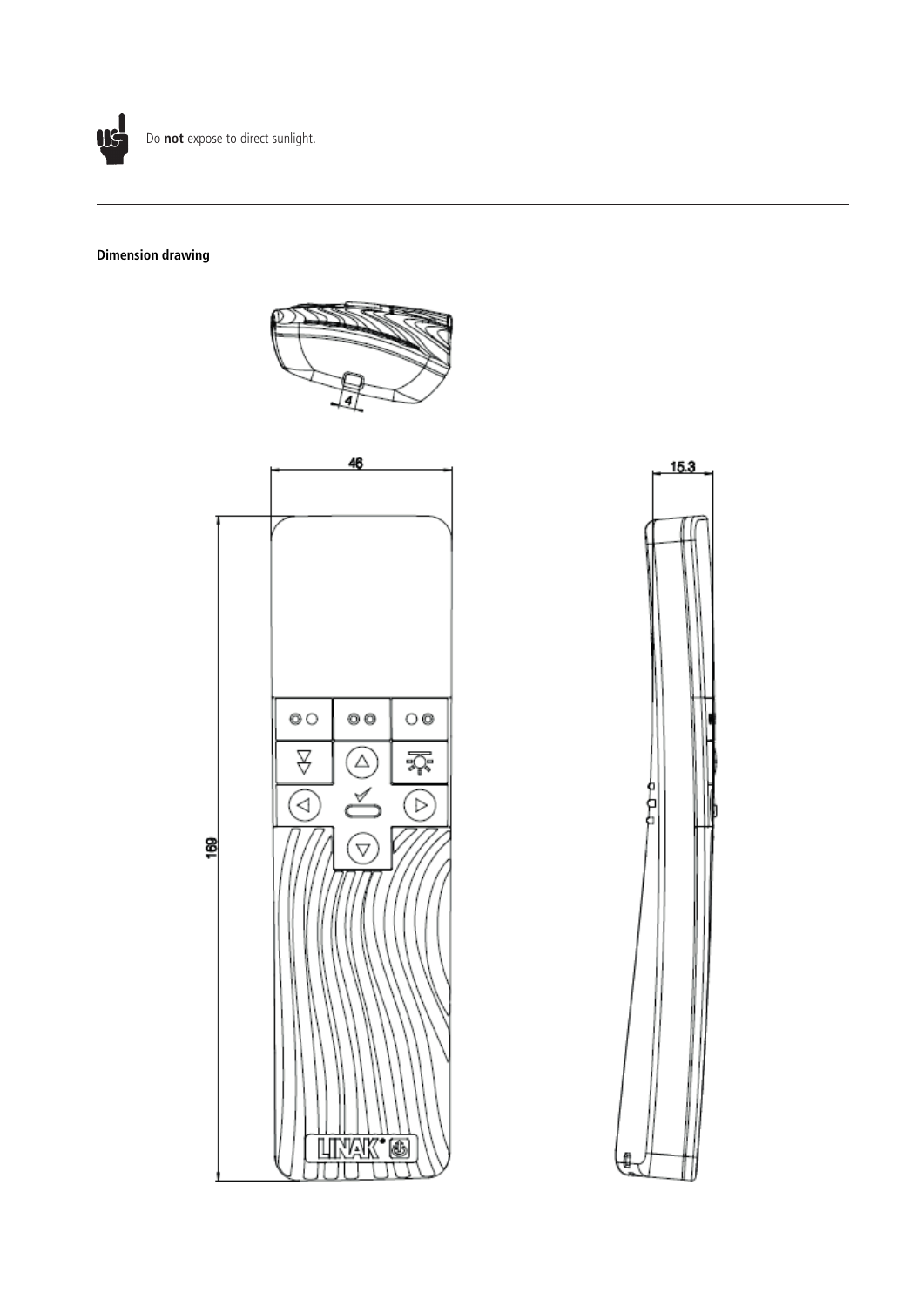Do **not** expose to direct sunlight.

---

**Dimension drawing**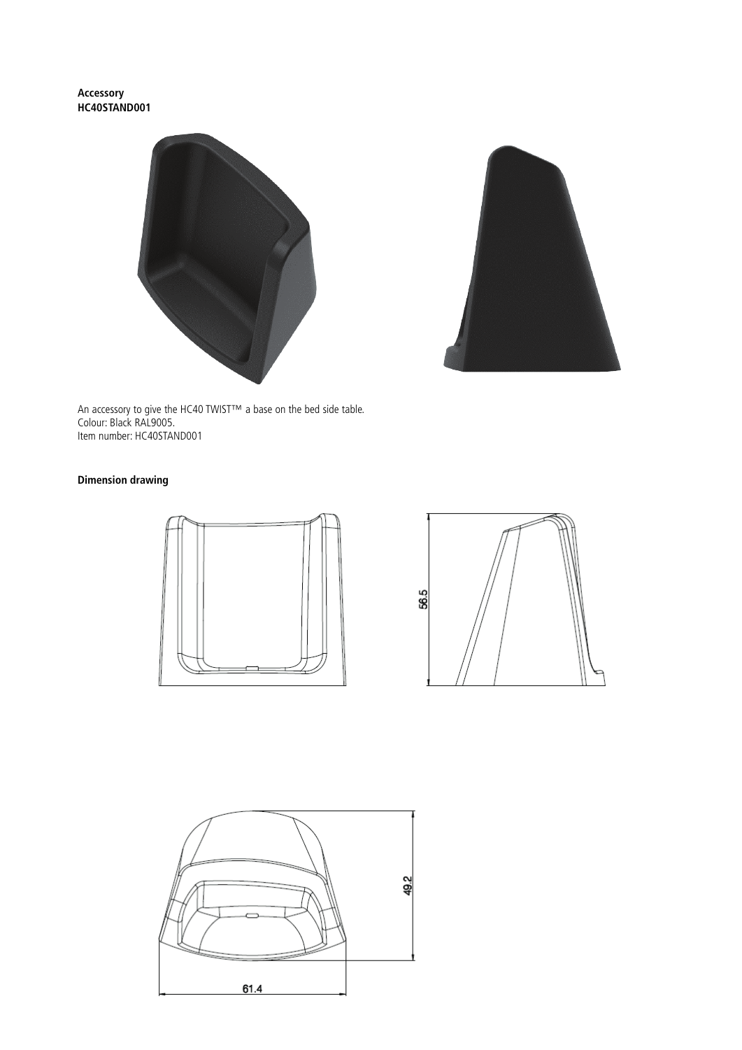**Accessory**
**HC40STAND001**

An accessory to give the HC40 TWIST™ a base on the bed side table.
Colour: Black RAL9005.
Item number: HC40STAND001

**Dimension drawing**

56.5

49.2

61.4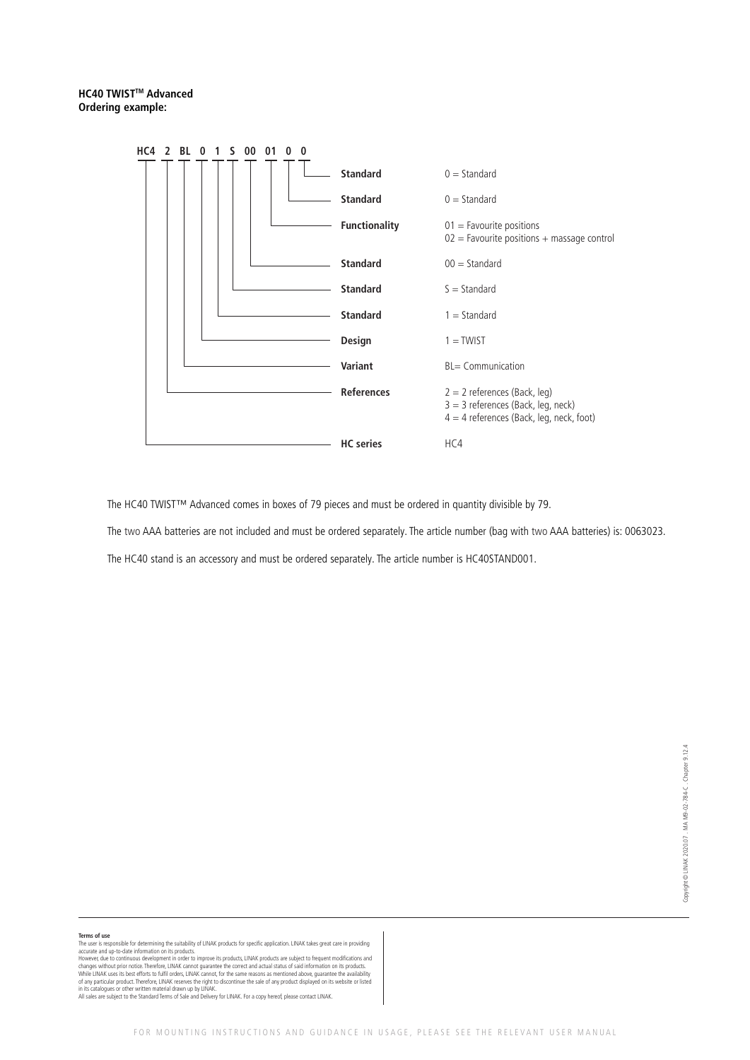**HC40 TWIST™ Advanced**
**Ordering example:**

**HC4 2 BL 0 1 S 00 01 0 0**

| | |
|---|---|
| **Standard** | 0 = Standard |
| **Standard** | 0 = Standard |
| **Functionality** | 01 = Favourite positions<br>02 = Favourite positions + massage control |
| **Standard** | 00 = Standard |
| **Standard** | S = Standard |
| **Standard** | 1 = Standard |
| **Design** | 1 = TWIST |
| **Variant** | BL= Communication |
| **References** | 2 = 2 references (Back, leg)<br>3 = 3 references (Back, leg, neck)<br>4 = 4 references (Back, leg, neck, foot) |
| **HC series** | HC4 |

The HC40 TWIST™ Advanced comes in boxes of 79 pieces and must be ordered in quantity divisible by 79.

The two AAA batteries are not included and must be ordered separately. The article number (bag with two AAA batteries) is: 0063023.

The HC40 stand is an accessory and must be ordered separately. The article number is HC40STAND001.

Copyright © LINAK 2020.07 · MA M9-02-784-C · Chapter 9.12.4

**Terms of use**
The user is responsible for determining the suitability of LINAK products for specific application. LINAK takes great care in providing accurate and up-to-date information on its products.
However, due to continuous development in order to improve its products, LINAK products are subject to frequent modifications and changes without prior notice. Therefore, LINAK cannot guarantee the correct and actual status of said information on its products.
While LINAK uses its best efforts to fulfil orders, LINAK cannot, for the same reasons as mentioned above, guarantee the availability of any particular product. Therefore, LINAK reserves the right to discontinue the sale of any product displayed on its website or listed in its catalogues or other written material drawn up by LINAK.
All sales are subject to the Standard Terms of Sale and Delivery for LINAK. For a copy hereof, please contact LINAK.

FOR MOUNTING INSTRUCTIONS AND GUIDANCE IN USAGE, PLEASE SEE THE RELEVANT USER MANUAL